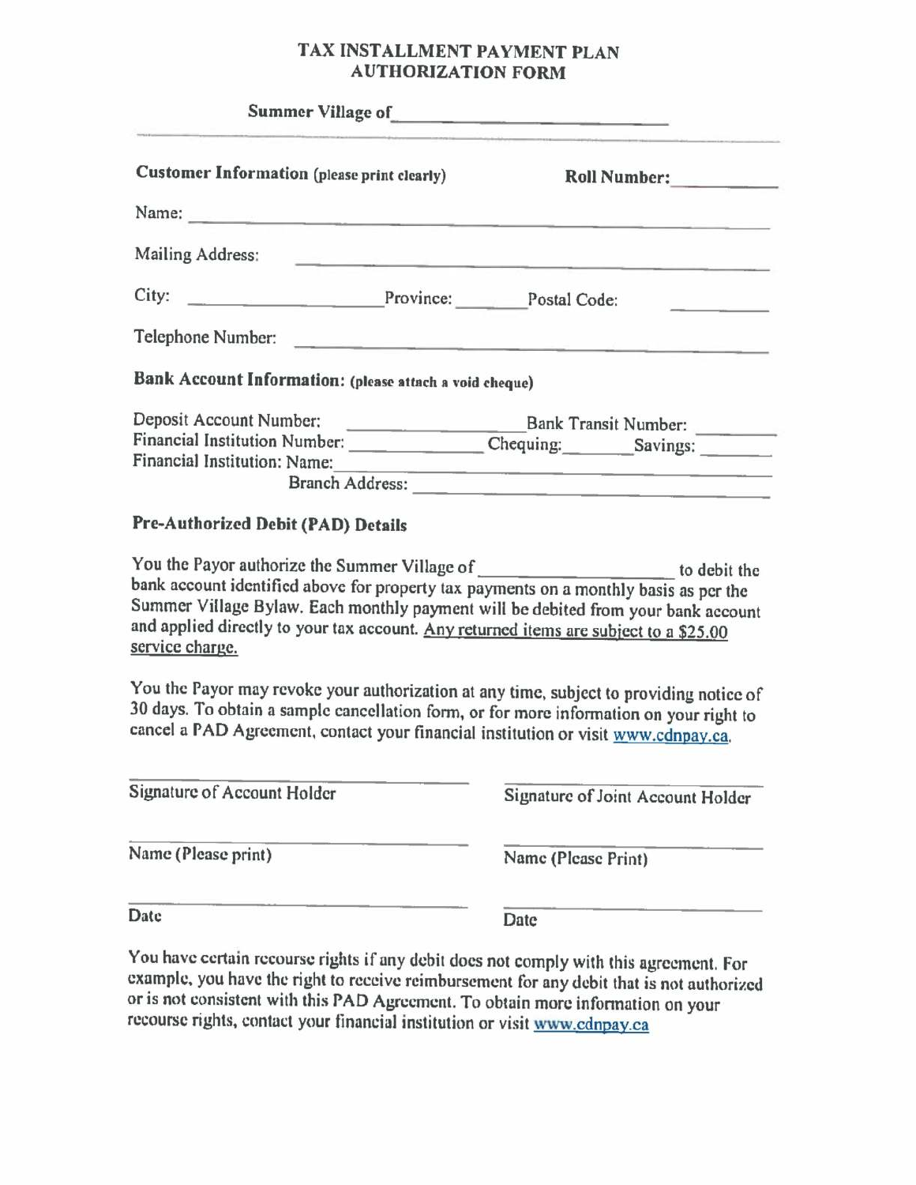# TAX INSTALLMENT PAYMENT PLAN AUTHORIZATION FORM

**Summer Village of** ____________________________

**Customer Information** (please print clearly) **Roll Number:** __________

Name: ____________________________________________

Mailing Address: ____________________________________________

City: __________________ Province: ________ Postal Code: __________

Telephone Number: ____________________________________________

**Bank Account Information:** (please attach a void cheque)

Deposit Account Number: ________________ Bank Transit Number: __________

Financial Institution Number: ____________ Chequing: ________ Savings: ________

Financial Institution: Name: ____________________________________________

Branch Address: ____________________________________________

**Pre-Authorized Debit (PAD) Details**

You the Payor authorize the Summer Village of __________________ to debit the bank account identified above for property tax payments on a monthly basis as per the Summer Village Bylaw. Each monthly payment will be debited from your bank account and applied directly to your tax account. Any returned items are subject to a $25.00 service charge.

You the Payor may revoke your authorization at any time, subject to providing notice of 30 days. To obtain a sample cancellation form, or for more information on your right to cancel a PAD Agreement, contact your financial institution or visit www.cdnpay.ca.

| | |
|---|---|
| ____________________________ | ____________________________ |
| Signature of Account Holder | Signature of Joint Account Holder |
| ____________________________ | ____________________________ |
| Name (Please print) | Name (Please Print) |
| ____________________________ | ____________________________ |
| Date | Date |

You have certain recourse rights if any debit does not comply with this agreement. For example, you have the right to receive reimbursement for any debit that is not authorized or is not consistent with this PAD Agreement. To obtain more information on your recourse rights, contact your financial institution or visit www.cdnpay.ca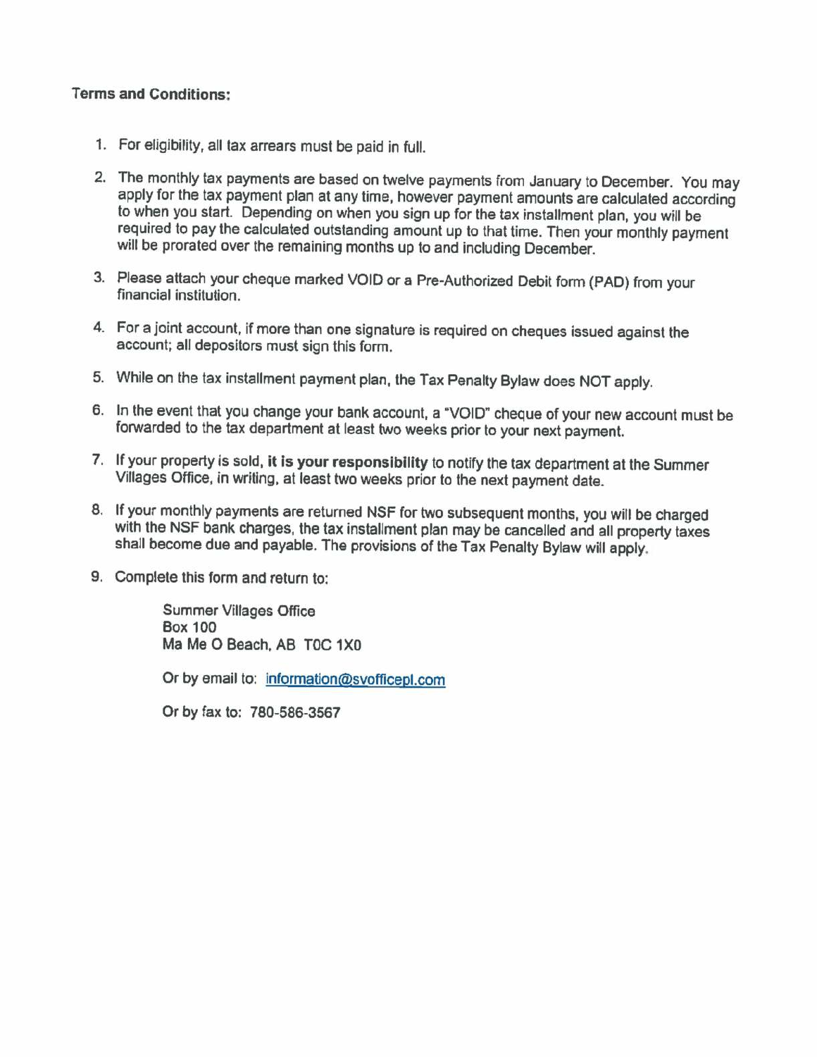**Terms and Conditions:**

1. For eligibility, all tax arrears must be paid in full.
2. The monthly tax payments are based on twelve payments from January to December. You may apply for the tax payment plan at any time, however payment amounts are calculated according to when you start. Depending on when you sign up for the tax installment plan, you will be required to pay the calculated outstanding amount up to that time. Then your monthly payment will be prorated over the remaining months up to and including December.
3. Please attach your cheque marked VOID or a Pre-Authorized Debit form (PAD) from your financial institution.
4. For a joint account, if more than one signature is required on cheques issued against the account; all depositors must sign this form.
5. While on the tax installment payment plan, the Tax Penalty Bylaw does NOT apply.
6. In the event that you change your bank account, a "VOID" cheque of your new account must be forwarded to the tax department at least two weeks prior to your next payment.
7. If your property is sold, **it is your responsibility** to notify the tax department at the Summer Villages Office, in writing, at least two weeks prior to the next payment date.
8. If your monthly payments are returned NSF for two subsequent months, you will be charged with the NSF bank charges, the tax installment plan may be cancelled and all property taxes shall become due and payable. The provisions of the Tax Penalty Bylaw will apply.
9. Complete this form and return to:

   Summer Villages Office
   Box 100
   Ma Me O Beach, AB T0C 1X0

   Or by email to: information@svofficepl.com

   Or by fax to: 780-586-3567